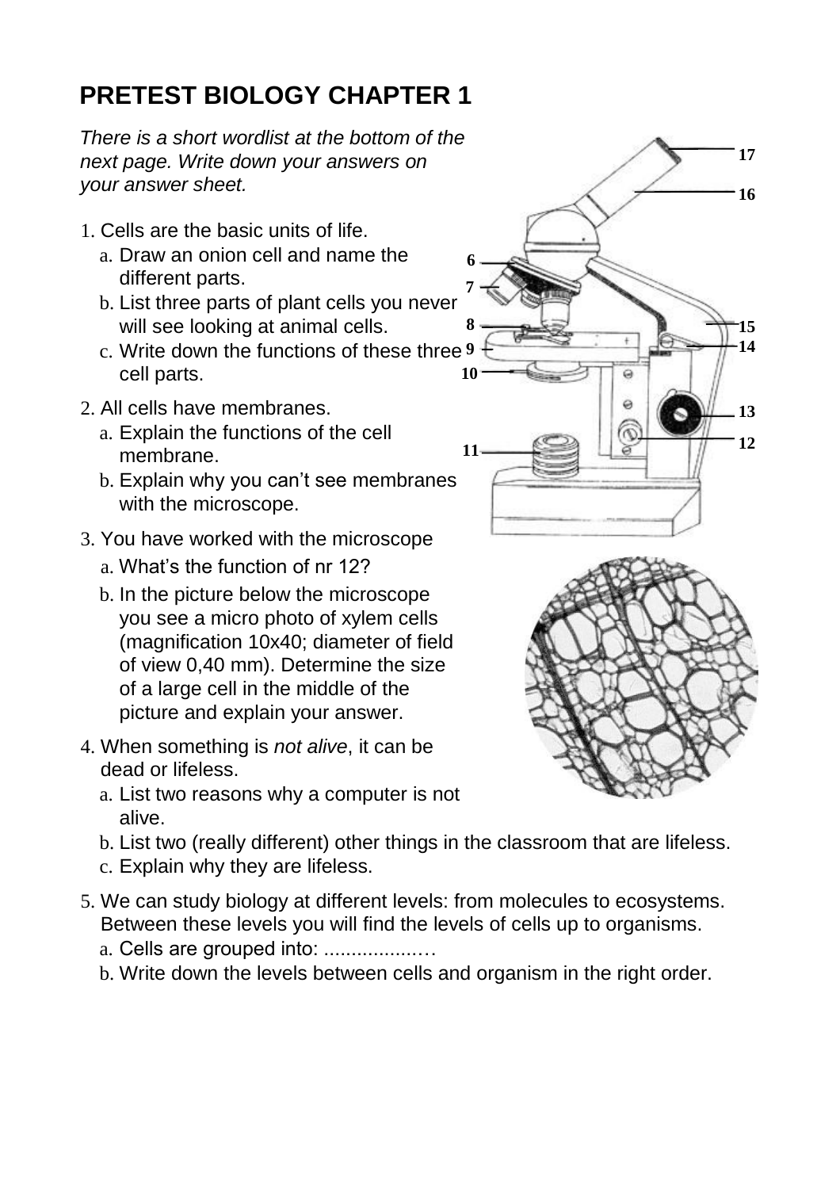# PRETEST BIOLOGY CHAPTER 1

*There is a short wordlist at the bottom of the next page. Write down your answers on your answer sheet.*

1. Cells are the basic units of life.
   a. Draw an onion cell and name the different parts.
   b. List three parts of plant cells you never will see looking at animal cells.
   c. Write down the functions of these three cell parts.

2. All cells have membranes.
   a. Explain the functions of the cell membrane.
   b. Explain why you can't see membranes with the microscope.

3. You have worked with the microscope
   a. What's the function of nr 12?
   b. In the picture below the microscope you see a micro photo of xylem cells (magnification 10x40; diameter of field of view 0,40 mm). Determine the size of a large cell in the middle of the picture and explain your answer.

4. When something is *not alive*, it can be dead or lifeless.
   a. List two reasons why a computer is not alive.
   b. List two (really different) other things in the classroom that are lifeless.
   c. Explain why they are lifeless.

5. We can study biology at different levels: from molecules to ecosystems. Between these levels you will find the levels of cells up to organisms.
   a. Cells are grouped into: ...................
   b. Write down the levels between cells and organism in the right order.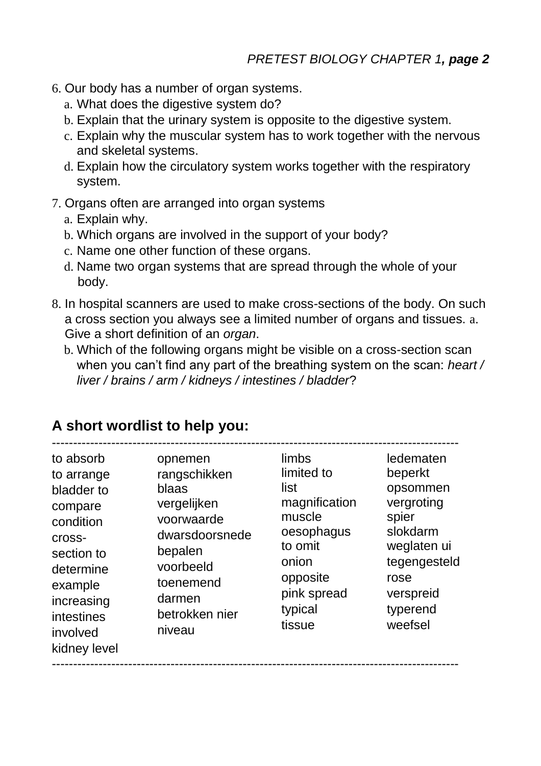6. Our body has a number of organ systems.
   a. What does the digestive system do?
   b. Explain that the urinary system is opposite to the digestive system.
   c. Explain why the muscular system has to work together with the nervous and skeletal systems.
   d. Explain how the circulatory system works together with the respiratory system.

7. Organs often are arranged into organ systems
   a. Explain why.
   b. Which organs are involved in the support of your body?
   c. Name one other function of these organs.
   d. Name two organ systems that are spread through the whole of your body.

8. In hospital scanners are used to make cross-sections of the body. On such a cross section you always see a limited number of organs and tissues. a. Give a short definition of an *organ*.
   b. Which of the following organs might be visible on a cross-section scan when you can't find any part of the breathing system on the scan: *heart / liver / brains / arm / kidneys / intestines / bladder*?

## A short wordlist to help you:

| | | | |
|---|---|---|---|
| to absorb | opnemen | limbs | ledematen |
| to arrange | rangschikken | limited to | beperkt |
| bladder to | blaas | list | opsommen |
| compare | vergelijken | magnification | vergroting |
| condition | voorwaarde | muscle | spier |
| cross- | dwarsdoorsnede | oesophagus | slokdarm |
| section to | bepalen | to omit | weglaten ui |
| determine | voorbeeld | onion | tegengesteld |
| example | toenemend | opposite | rose |
| increasing | darmen | pink spread | verspreid |
| intestines | betrokken nier | typical | typerend |
| involved | niveau | tissue | weefsel |
| kidney level | | | |